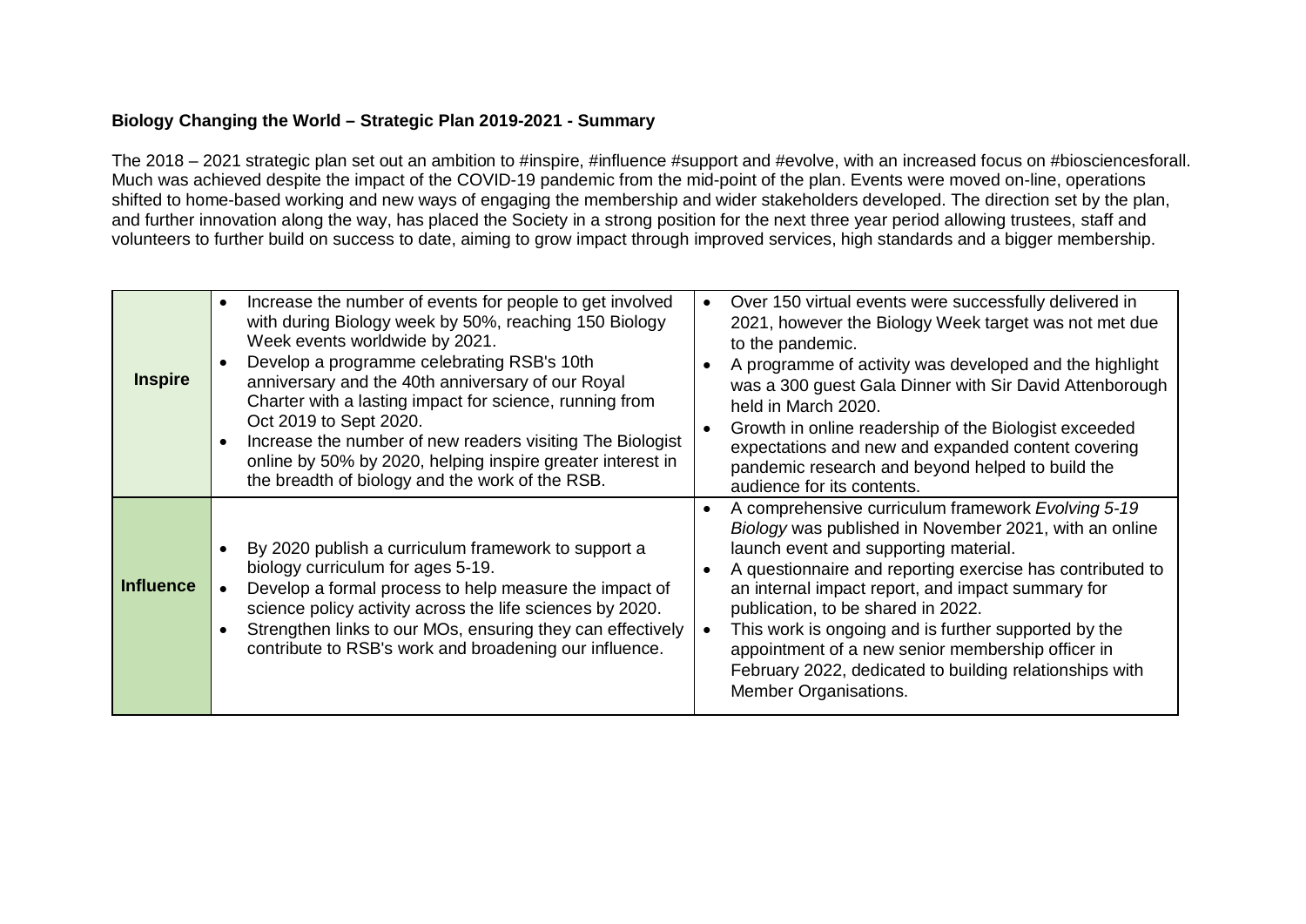**Biology Changing the World – Strategic Plan 2019-2021 - Summary**

The 2018 – 2021 strategic plan set out an ambition to #inspire, #influence #support and #evolve, with an increased focus on #biosciencesforall. Much was achieved despite the impact of the COVID-19 pandemic from the mid-point of the plan. Events were moved on-line, operations shifted to home-based working and new ways of engaging the membership and wider stakeholders developed. The direction set by the plan, and further innovation along the way, has placed the Society in a strong position for the next three year period allowing trustees, staff and volunteers to further build on success to date, aiming to grow impact through improved services, high standards and a bigger membership.

| | | |
|---|---|---|
| **Inspire** | • Increase the number of events for people to get involved with during Biology week by 50%, reaching 150 Biology Week events worldwide by 2021.<br>• Develop a programme celebrating RSB's 10th anniversary and the 40th anniversary of our Royal Charter with a lasting impact for science, running from Oct 2019 to Sept 2020.<br>• Increase the number of new readers visiting The Biologist online by 50% by 2020, helping inspire greater interest in the breadth of biology and the work of the RSB. | • Over 150 virtual events were successfully delivered in 2021, however the Biology Week target was not met due to the pandemic.<br>• A programme of activity was developed and the highlight was a 300 guest Gala Dinner with Sir David Attenborough held in March 2020.<br>• Growth in online readership of the Biologist exceeded expectations and new and expanded content covering pandemic research and beyond helped to build the audience for its contents. |
| **Influence** | • By 2020 publish a curriculum framework to support a biology curriculum for ages 5-19.<br>• Develop a formal process to help measure the impact of science policy activity across the life sciences by 2020.<br>• Strengthen links to our MOs, ensuring they can effectively contribute to RSB's work and broadening our influence. | • A comprehensive curriculum framework *Evolving 5-19 Biology* was published in November 2021, with an online launch event and supporting material.<br>• A questionnaire and reporting exercise has contributed to an internal impact report, and impact summary for publication, to be shared in 2022.<br>• This work is ongoing and is further supported by the appointment of a new senior membership officer in February 2022, dedicated to building relationships with Member Organisations. |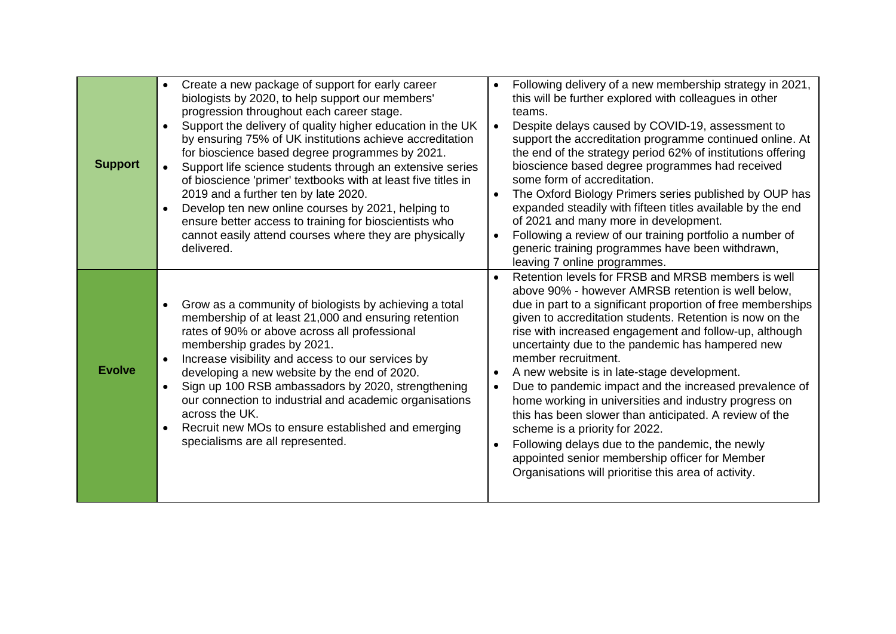| | | |
|---|---|---|
| **Support** | • Create a new package of support for early career biologists by 2020, to help support our members' progression throughout each career stage.<br>• Support the delivery of quality higher education in the UK by ensuring 75% of UK institutions achieve accreditation for bioscience based degree programmes by 2021.<br>• Support life science students through an extensive series of bioscience 'primer' textbooks with at least five titles in 2019 and a further ten by late 2020.<br>• Develop ten new online courses by 2021, helping to ensure better access to training for bioscientists who cannot easily attend courses where they are physically delivered. | • Following delivery of a new membership strategy in 2021, this will be further explored with colleagues in other teams.<br>• Despite delays caused by COVID-19, assessment to support the accreditation programme continued online. At the end of the strategy period 62% of institutions offering bioscience based degree programmes had received some form of accreditation.<br>• The Oxford Biology Primers series published by OUP has expanded steadily with fifteen titles available by the end of 2021 and many more in development.<br>• Following a review of our training portfolio a number of generic training programmes have been withdrawn, leaving 7 online programmes. |
| **Evolve** | • Grow as a community of biologists by achieving a total membership of at least 21,000 and ensuring retention rates of 90% or above across all professional membership grades by 2021.<br>• Increase visibility and access to our services by developing a new website by the end of 2020.<br>• Sign up 100 RSB ambassadors by 2020, strengthening our connection to industrial and academic organisations across the UK.<br>• Recruit new MOs to ensure established and emerging specialisms are all represented. | • Retention levels for FRSB and MRSB members is well above 90% - however AMRSB retention is well below, due in part to a significant proportion of free memberships given to accreditation students. Retention is now on the rise with increased engagement and follow-up, although uncertainty due to the pandemic has hampered new member recruitment.<br>• A new website is in late-stage development.<br>• Due to pandemic impact and the increased prevalence of home working in universities and industry progress on this has been slower than anticipated. A review of the scheme is a priority for 2022.<br>• Following delays due to the pandemic, the newly appointed senior membership officer for Member Organisations will prioritise this area of activity. |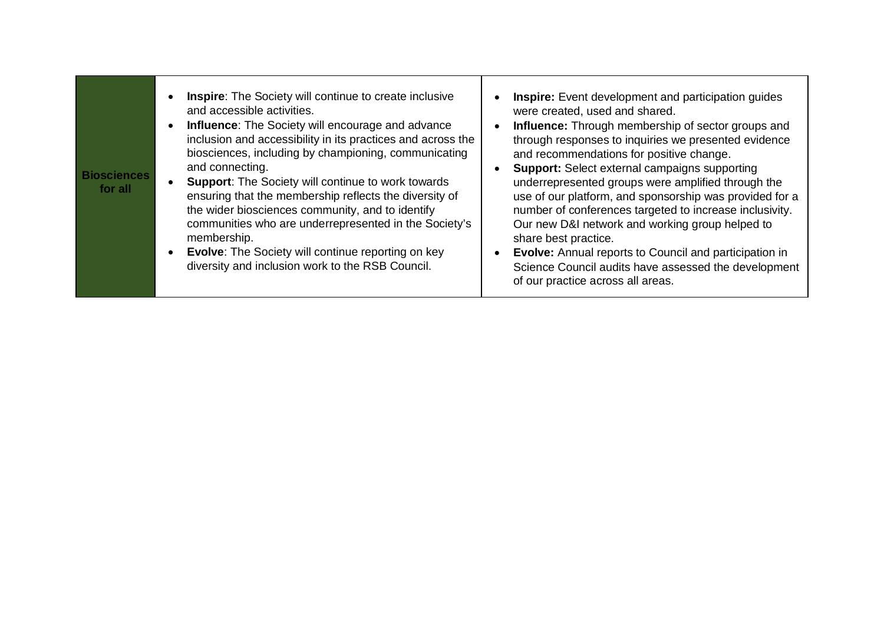| | | |
|---|---|---|
| **Biosciences for all** | • **Inspire**: The Society will continue to create inclusive and accessible activities.<br>• **Influence**: The Society will encourage and advance inclusion and accessibility in its practices and across the biosciences, including by championing, communicating and connecting.<br>• **Support**: The Society will continue to work towards ensuring that the membership reflects the diversity of the wider biosciences community, and to identify communities who are underrepresented in the Society's membership.<br>• **Evolve**: The Society will continue reporting on key diversity and inclusion work to the RSB Council. | • **Inspire:** Event development and participation guides were created, used and shared.<br>• **Influence:** Through membership of sector groups and through responses to inquiries we presented evidence and recommendations for positive change.<br>• **Support:** Select external campaigns supporting underrepresented groups were amplified through the use of our platform, and sponsorship was provided for a number of conferences targeted to increase inclusivity. Our new D&I network and working group helped to share best practice.<br>• **Evolve:** Annual reports to Council and participation in Science Council audits have assessed the development of our practice across all areas. |